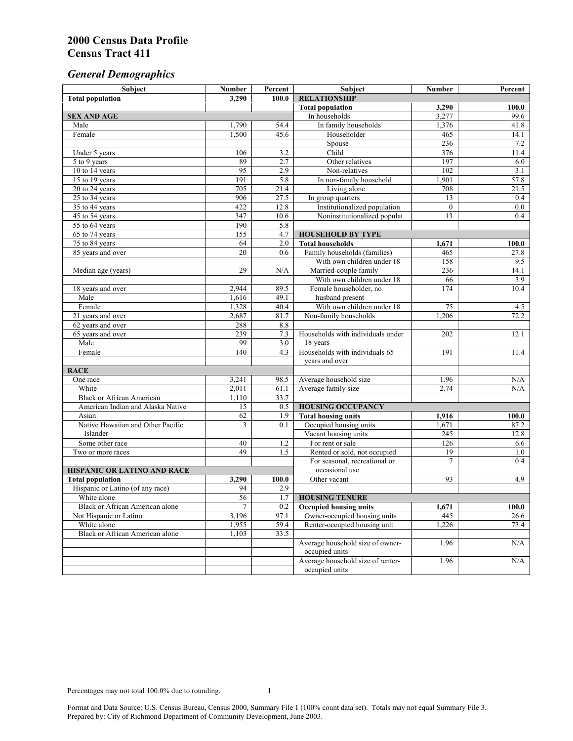# 2000 Census Data Profile
# Census Tract 411

## *General Demographics*

| Subject | Number | Percent | Subject | Number | Percent |
|---|---|---|---|---|---|
| **Total population** | **3,290** | **100.0** | **RELATIONSHIP** | | |
| | | | **Total population** | **3,290** | **100.0** |
| **SEX AND AGE** | | | In households | 3,277 | 99.6 |
| Male | 1,790 | 54.4 | In family households | 1,376 | 41.8 |
| Female | 1,500 | 45.6 | Householder | 465 | 14.1 |
| | | | Spouse | 236 | 7.2 |
| Under 5 years | 106 | 3.2 | Child | 376 | 11.4 |
| 5 to 9 years | 89 | 2.7 | Other relatives | 197 | 6.0 |
| 10 to 14 years | 95 | 2.9 | Non-relatives | 102 | 3.1 |
| 15 to 19 years | 191 | 5.8 | In non-family household | 1,901 | 57.8 |
| 20 to 24 years | 705 | 21.4 | Living alone | 708 | 21.5 |
| 25 to 34 years | 906 | 27.5 | In group quarters | 13 | 0.4 |
| 35 to 44 years | 422 | 12.8 | Institutionalized population | 0 | 0.0 |
| 45 to 54 years | 347 | 10.6 | Noninstitutionalized populat. | 13 | 0.4 |
| 55 to 64 years | 190 | 5.8 | | | |
| 65 to 74 years | 155 | 4.7 | **HOUSEHOLD BY TYPE** | | |
| 75 to 84 years | 64 | 2.0 | **Total households** | **1,671** | **100.0** |
| 85 years and over | 20 | 0.6 | Family households (families) | 465 | 27.8 |
| | | | With own children under 18 | 158 | 9.5 |
| Median age (years) | 29 | N/A | Married-couple family | 236 | 14.1 |
| | | | With own children under 18 | 66 | 3.9 |
| 18 years and over | 2,944 | 89.5 | Female householder, no husband present | 174 | 10.4 |
| Male | 1,616 | 49.1 | | | |
| Female | 1,328 | 40.4 | With own children under 18 | 75 | 4.5 |
| 21 years and over | 2,687 | 81.7 | Non-family households | 1,206 | 72.2 |
| 62 years and over | 288 | 8.8 | | | |
| 65 years and over | 239 | 7.3 | Households with individuals under 18 years | 202 | 12.1 |
| Male | 99 | 3.0 | | | |
| Female | 140 | 4.3 | Households with individuals 65 years and over | 191 | 11.4 |
| **RACE** | | | | | |
| One race | 3,241 | 98.5 | Average household size | 1.96 | N/A |
| White | 2,011 | 61.1 | Average family size | 2.74 | N/A |
| Black or African American | 1,110 | 33.7 | | | |
| American Indian and Alaska Native | 15 | 0.5 | **HOUSING OCCUPANCY** | | |
| Asian | 62 | 1.9 | **Total housing units** | **1,916** | **100.0** |
| Native Hawaiian and Other Pacific Islander | 3 | 0.1 | Occupied housing units | 1,671 | 87.2 |
| | | | Vacant housing units | 245 | 12.8 |
| Some other race | 40 | 1.2 | For rent or sale | 126 | 6.6 |
| Two or more races | 49 | 1.5 | Rented or sold, not occupied | 19 | 1.0 |
| | | | For seasonal, recreational or occasional use | 7 | 0.4 |
| **HISPANIC OR LATINO AND RACE** | | | | | |
| **Total population** | **3,290** | **100.0** | Other vacant | 93 | 4.9 |
| Hispanic or Latino (of any race) | 94 | 2.9 | | | |
| White alone | 56 | 1.7 | **HOUSING TENURE** | | |
| Black or African American alone | 7 | 0.2 | **Occupied housing units** | **1,671** | **100.0** |
| Not Hispanic or Latino | 3,196 | 97.1 | Owner-occupied housing units | 445 | 26.6 |
| White alone | 1,955 | 59.4 | Renter-occupied housing unit | 1,226 | 73.4 |
| Black or African American alone | 1,103 | 33.5 | | | |
| | | | Average household size of owner-occupied units | 1.96 | N/A |
| | | | Average household size of renter-occupied units | 1.96 | N/A |

Percentages may not total 100.0% due to rounding.

Format and Data Source: U.S. Census Bureau, Census 2000, Summary File 1 (100% count data set). Totals may not equal Summary File 3.
Prepared by: City of Richmond Department of Community Development, June 2003.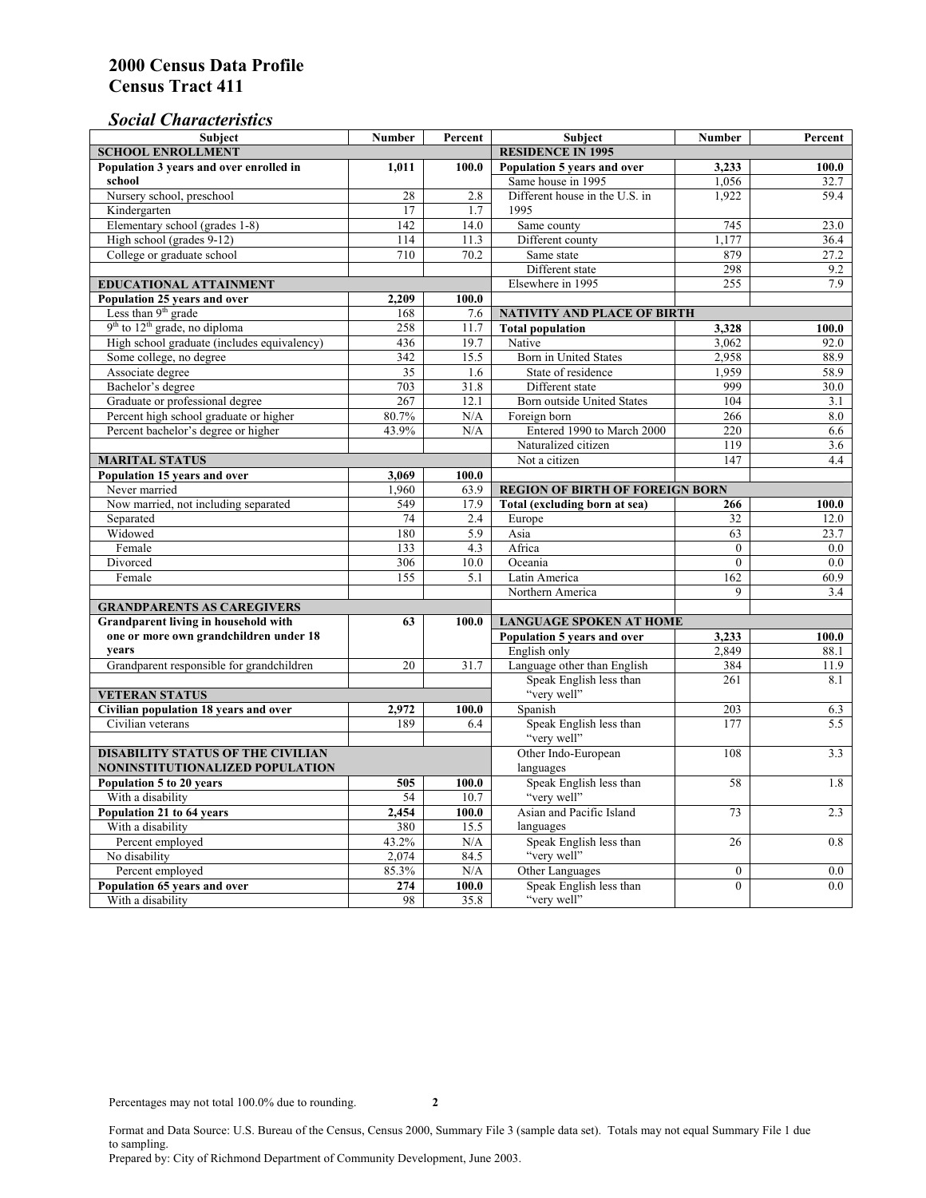# 2000 Census Data Profile
# Census Tract 411

## *Social Characteristics*

| Subject | Number | Percent |
|---|---|---|
| **SCHOOL ENROLLMENT** | | |
| **Population 3 years and over enrolled in school** | **1,011** | **100.0** |
| Nursery school, preschool | 28 | 2.8 |
| Kindergarten | 17 | 1.7 |
| Elementary school (grades 1-8) | 142 | 14.0 |
| High school (grades 9-12) | 114 | 11.3 |
| College or graduate school | 710 | 70.2 |
| **EDUCATIONAL ATTAINMENT** | | |
| **Population 25 years and over** | **2,209** | **100.0** |
| Less than 9th grade | 168 | 7.6 |
| 9th to 12th grade, no diploma | 258 | 11.7 |
| High school graduate (includes equivalency) | 436 | 19.7 |
| Some college, no degree | 342 | 15.5 |
| Associate degree | 35 | 1.6 |
| Bachelor's degree | 703 | 31.8 |
| Graduate or professional degree | 267 | 12.1 |
| Percent high school graduate or higher | 80.7% | N/A |
| Percent bachelor's degree or higher | 43.9% | N/A |
| **MARITAL STATUS** | | |
| **Population 15 years and over** | **3,069** | **100.0** |
| Never married | 1,960 | 63.9 |
| Now married, not including separated | 549 | 17.9 |
| Separated | 74 | 2.4 |
| Widowed | 180 | 5.9 |
| Female | 133 | 4.3 |
| Divorced | 306 | 10.0 |
| Female | 155 | 5.1 |
| **GRANDPARENTS AS CAREGIVERS** | | |
| **Grandparent living in household with one or more own grandchildren under 18 years** | **63** | **100.0** |
| Grandparent responsible for grandchildren | 20 | 31.7 |
| **VETERAN STATUS** | | |
| **Civilian population 18 years and over** | **2,972** | **100.0** |
| Civilian veterans | 189 | 6.4 |
| **DISABILITY STATUS OF THE CIVILIAN NONINSTITUTIONALIZED POPULATION** | | |
| **Population 5 to 20 years** | **505** | **100.0** |
| With a disability | 54 | 10.7 |
| **Population 21 to 64 years** | **2,454** | **100.0** |
| With a disability | 380 | 15.5 |
| Percent employed | 43.2% | N/A |
| No disability | 2,074 | 84.5 |
| Percent employed | 85.3% | N/A |
| **Population 65 years and over** | **274** | **100.0** |
| With a disability | 98 | 35.8 |

| Subject | Number | Percent |
|---|---|---|
| **RESIDENCE IN 1995** | | |
| **Population 5 years and over** | **3,233** | **100.0** |
| Same house in 1995 | 1,056 | 32.7 |
| Different house in the U.S. in 1995 | 1,922 | 59.4 |
| Same county | 745 | 23.0 |
| Different county | 1,177 | 36.4 |
| Same state | 879 | 27.2 |
| Different state | 298 | 9.2 |
| Elsewhere in 1995 | 255 | 7.9 |
| **NATIVITY AND PLACE OF BIRTH** | | |
| **Total population** | **3,328** | **100.0** |
| Native | 3,062 | 92.0 |
| Born in United States | 2,958 | 88.9 |
| State of residence | 1,959 | 58.9 |
| Different state | 999 | 30.0 |
| Born outside United States | 104 | 3.1 |
| Foreign born | 266 | 8.0 |
| Entered 1990 to March 2000 | 220 | 6.6 |
| Naturalized citizen | 119 | 3.6 |
| Not a citizen | 147 | 4.4 |
| **REGION OF BIRTH OF FOREIGN BORN** | | |
| **Total (excluding born at sea)** | **266** | **100.0** |
| Europe | 32 | 12.0 |
| Asia | 63 | 23.7 |
| Africa | 0 | 0.0 |
| Oceania | 0 | 0.0 |
| Latin America | 162 | 60.9 |
| Northern America | 9 | 3.4 |
| **LANGUAGE SPOKEN AT HOME** | | |
| **Population 5 years and over** | **3,233** | **100.0** |
| English only | 2,849 | 88.1 |
| Language other than English | 384 | 11.9 |
| Speak English less than "very well" | 261 | 8.1 |
| Spanish | 203 | 6.3 |
| Speak English less than "very well" | 177 | 5.5 |
| Other Indo-European languages | 108 | 3.3 |
| Speak English less than "very well" | 58 | 1.8 |
| Asian and Pacific Island languages | 73 | 2.3 |
| Speak English less than "very well" | 26 | 0.8 |
| Other Languages | 0 | 0.0 |
| Speak English less than "very well" | 0 | 0.0 |

Percentages may not total 100.0% due to rounding.

Format and Data Source: U.S. Bureau of the Census, Census 2000, Summary File 3 (sample data set). Totals may not equal Summary File 1 due to sampling.
Prepared by: City of Richmond Department of Community Development, June 2003.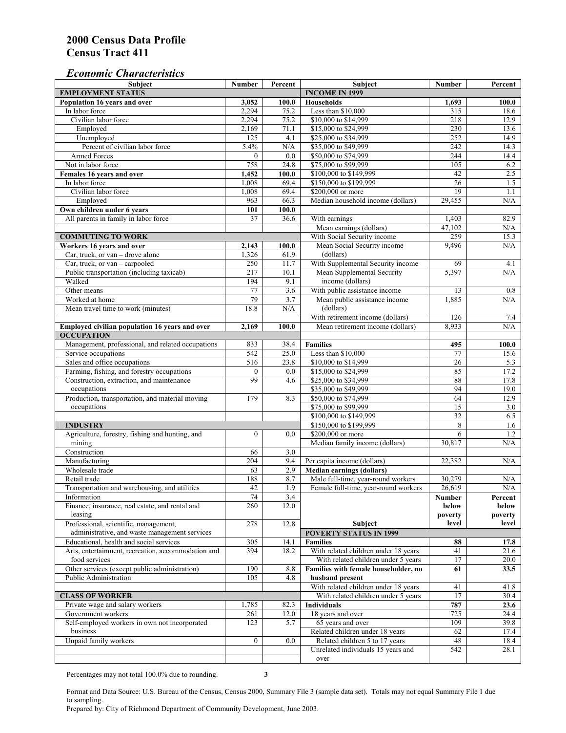# 2000 Census Data Profile
# Census Tract 411

## *Economic Characteristics*

| Subject | Number | Percent |
|---|---|---|
| **EMPLOYMENT STATUS** | | |
| **Population 16 years and over** | **3,052** | **100.0** |
| In labor force | 2,294 | 75.2 |
| Civilian labor force | 2,294 | 75.2 |
| Employed | 2,169 | 71.1 |
| Unemployed | 125 | 4.1 |
| Percent of civilian labor force | 5.4% | N/A |
| Armed Forces | 0 | 0.0 |
| Not in labor force | 758 | 24.8 |
| **Females 16 years and over** | **1,452** | **100.0** |
| In labor force | 1,008 | 69.4 |
| Civilian labor force | 1,008 | 69.4 |
| Employed | 963 | 66.3 |
| **Own children under 6 years** | **101** | **100.0** |
| All parents in family in labor force | 37 | 36.6 |
| **COMMUTING TO WORK** | | |
| **Workers 16 years and over** | **2,143** | **100.0** |
| Car, truck, or van – drove alone | 1,326 | 61.9 |
| Car, truck, or van – carpooled | 250 | 11.7 |
| Public transportation (including taxicab) | 217 | 10.1 |
| Walked | 194 | 9.1 |
| Other means | 77 | 3.6 |
| Worked at home | 79 | 3.7 |
| Mean travel time to work (minutes) | 18.8 | N/A |
| **Employed civilian population 16 years and over** | **2,169** | **100.0** |
| **OCCUPATION** | | |
| Management, professional, and related occupations | 833 | 38.4 |
| Service occupations | 542 | 25.0 |
| Sales and office occupations | 516 | 23.8 |
| Farming, fishing, and forestry occupations | 0 | 0.0 |
| Construction, extraction, and maintenance occupations | 99 | 4.6 |
| Production, transportation, and material moving occupations | 179 | 8.3 |
| **INDUSTRY** | | |
| Agriculture, forestry, fishing and hunting, and mining | 0 | 0.0 |
| Construction | 66 | 3.0 |
| Manufacturing | 204 | 9.4 |
| Wholesale trade | 63 | 2.9 |
| Retail trade | 188 | 8.7 |
| Transportation and warehousing, and utilities | 42 | 1.9 |
| Information | 74 | 3.4 |
| Finance, insurance, real estate, and rental and leasing | 260 | 12.0 |
| Professional, scientific, management, administrative, and waste management services | 278 | 12.8 |
| Educational, health and social services | 305 | 14.1 |
| Arts, entertainment, recreation, accommodation and food services | 394 | 18.2 |
| Other services (except public administration) | 190 | 8.8 |
| Public Administration | 105 | 4.8 |
| **CLASS OF WORKER** | | |
| Private wage and salary workers | 1,785 | 82.3 |
| Government workers | 261 | 12.0 |
| Self-employed workers in own not incorporated business | 123 | 5.7 |
| Unpaid family workers | 0 | 0.0 |

| Subject | Number | Percent |
|---|---|---|
| **INCOME IN 1999** | | |
| **Households** | **1,693** | **100.0** |
| Less than $10,000 | 315 | 18.6 |
| $10,000 to $14,999 | 218 | 12.9 |
| $15,000 to $24,999 | 230 | 13.6 |
| $25,000 to $34,999 | 252 | 14.9 |
| $35,000 to $49,999 | 242 | 14.3 |
| $50,000 to $74,999 | 244 | 14.4 |
| $75,000 to $99,999 | 105 | 6.2 |
| $100,000 to $149,999 | 42 | 2.5 |
| $150,000 to $199,999 | 26 | 1.5 |
| $200,000 or more | 19 | 1.1 |
| Median household income (dollars) | 29,455 | N/A |
| With earnings | 1,403 | 82.9 |
| Mean earnings (dollars) | 47,102 | N/A |
| With Social Security income | 259 | 15.3 |
| Mean Social Security income (dollars) | 9,496 | N/A |
| With Supplemental Security income | 69 | 4.1 |
| Mean Supplemental Security income (dollars) | 5,397 | N/A |
| With public assistance income | 13 | 0.8 |
| Mean public assistance income (dollars) | 1,885 | N/A |
| With retirement income (dollars) | 126 | 7.4 |
| Mean retirement income (dollars) | 8,933 | N/A |
| **Families** | **495** | **100.0** |
| Less than $10,000 | 77 | 15.6 |
| $10,000 to $14,999 | 26 | 5.3 |
| $15,000 to $24,999 | 85 | 17.2 |
| $25,000 to $34,999 | 88 | 17.8 |
| $35,000 to $49,999 | 94 | 19.0 |
| $50,000 to $74,999 | 64 | 12.9 |
| $75,000 to $99,999 | 15 | 3.0 |
| $100,000 to $149,999 | 32 | 6.5 |
| $150,000 to $199,999 | 8 | 1.6 |
| $200,000 or more | 6 | 1.2 |
| Median family income (dollars) | 30,817 | N/A |
| Per capita income (dollars) | 22,382 | N/A |
| **Median earnings (dollars)** | | |
| Male full-time, year-round workers | 30,279 | N/A |
| Female full-time, year-round workers | 26,619 | N/A |

| Subject | Number below poverty level | Percent below poverty level |
|---|---|---|
| **POVERTY STATUS IN 1999** | | |
| **Families** | **88** | **17.8** |
| With related children under 18 years | 41 | 21.6 |
| With related children under 5 years | 17 | 20.0 |
| **Families with female householder, no husband present** | **61** | **33.5** |
| With related children under 18 years | 41 | 41.8 |
| With related children under 5 years | 17 | 30.4 |
| **Individuals** | **787** | **23.6** |
| 18 years and over | 725 | 24.4 |
| 65 years and over | 109 | 39.8 |
| Related children under 18 years | 62 | 17.4 |
| Related children 5 to 17 years | 48 | 18.4 |
| Unrelated individuals 15 years and over | 542 | 28.1 |

Percentages may not total 100.0% due to rounding.

Format and Data Source: U.S. Bureau of the Census, Census 2000, Summary File 3 (sample data set). Totals may not equal Summary File 1 due to sampling.
Prepared by: City of Richmond Department of Community Development, June 2003.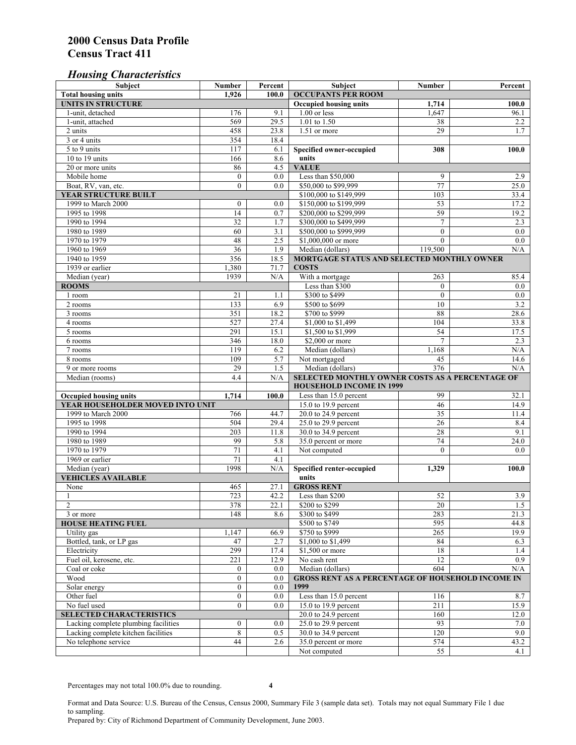# 2000 Census Data Profile
# Census Tract 411

## *Housing Characteristics*

| Subject | Number | Percent |
|---|---|---|
| **Total housing units** | **1,926** | **100.0** |
| **UNITS IN STRUCTURE** | | |
| 1-unit, detached | 176 | 9.1 |
| 1-unit, attached | 569 | 29.5 |
| 2 units | 458 | 23.8 |
| 3 or 4 units | 354 | 18.4 |
| 5 to 9 units | 117 | 6.1 |
| 10 to 19 units | 166 | 8.6 |
| 20 or more units | 86 | 4.5 |
| Mobile home | 0 | 0.0 |
| Boat, RV, van, etc. | 0 | 0.0 |
| **YEAR STRUCTURE BUILT** | | |
| 1999 to March 2000 | 0 | 0.0 |
| 1995 to 1998 | 14 | 0.7 |
| 1990 to 1994 | 32 | 1.7 |
| 1980 to 1989 | 60 | 3.1 |
| 1970 to 1979 | 48 | 2.5 |
| 1960 to 1969 | 36 | 1.9 |
| 1940 to 1959 | 356 | 18.5 |
| 1939 or earlier | 1,380 | 71.7 |
| Median (year) | 1939 | N/A |
| **ROOMS** | | |
| 1 room | 21 | 1.1 |
| 2 rooms | 133 | 6.9 |
| 3 rooms | 351 | 18.2 |
| 4 rooms | 527 | 27.4 |
| 5 rooms | 291 | 15.1 |
| 6 rooms | 346 | 18.0 |
| 7 rooms | 119 | 6.2 |
| 8 rooms | 109 | 5.7 |
| 9 or more rooms | 29 | 1.5 |
| Median (rooms) | 4.4 | N/A |
| | | |
| **Occupied housing units** | **1,714** | **100.0** |
| **YEAR HOUSEHOLDER MOVED INTO UNIT** | | |
| 1999 to March 2000 | 766 | 44.7 |
| 1995 to 1998 | 504 | 29.4 |
| 1990 to 1994 | 203 | 11.8 |
| 1980 to 1989 | 99 | 5.8 |
| 1970 to 1979 | 71 | 4.1 |
| 1969 or earlier | 71 | 4.1 |
| Median (year) | 1998 | N/A |
| **VEHICLES AVAILABLE** | | |
| None | 465 | 27.1 |
| 1 | 723 | 42.2 |
| 2 | 378 | 22.1 |
| 3 or more | 148 | 8.6 |
| **HOUSE HEATING FUEL** | | |
| Utility gas | 1,147 | 66.9 |
| Bottled, tank, or LP gas | 47 | 2.7 |
| Electricity | 299 | 17.4 |
| Fuel oil, kerosene, etc. | 221 | 12.9 |
| Coal or coke | 0 | 0.0 |
| Wood | 0 | 0.0 |
| Solar energy | 0 | 0.0 |
| Other fuel | 0 | 0.0 |
| No fuel used | 0 | 0.0 |
| **SELECTED CHARACTERISTICS** | | |
| Lacking complete plumbing facilities | 0 | 0.0 |
| Lacking complete kitchen facilities | 8 | 0.5 |
| No telephone service | 44 | 2.6 |

| Subject | Number | Percent |
|---|---|---|
| **OCCUPANTS PER ROOM** | | |
| **Occupied housing units** | **1,714** | **100.0** |
| 1.00 or less | 1,647 | 96.1 |
| 1.01 to 1.50 | 38 | 2.2 |
| 1.51 or more | 29 | 1.7 |
| | | |
| **Specified owner-occupied units** | **308** | **100.0** |
| **VALUE** | | |
| Less than $50,000 | 9 | 2.9 |
| $50,000 to $99,999 | 77 | 25.0 |
| $100,000 to $149,999 | 103 | 33.4 |
| $150,000 to $199,999 | 53 | 17.2 |
| $200,000 to $299,999 | 59 | 19.2 |
| $300,000 to $499,999 | 7 | 2.3 |
| $500,000 to $999,999 | 0 | 0.0 |
| $1,000,000 or more | 0 | 0.0 |
| Median (dollars) | 119,500 | N/A |
| **MORTGAGE STATUS AND SELECTED MONTHLY OWNER COSTS** | | |
| With a mortgage | 263 | 85.4 |
| Less than $300 | 0 | 0.0 |
| $300 to $499 | 0 | 0.0 |
| $500 to $699 | 10 | 3.2 |
| $700 to $999 | 88 | 28.6 |
| $1,000 to $1,499 | 104 | 33.8 |
| $1,500 to $1,999 | 54 | 17.5 |
| $2,000 or more | 7 | 2.3 |
| Median (dollars) | 1,168 | N/A |
| Not mortgaged | 45 | 14.6 |
| Median (dollars) | 376 | N/A |
| **SELECTED MONTHLY OWNER COSTS AS A PERCENTAGE OF HOUSEHOLD INCOME IN 1999** | | |
| Less than 15.0 percent | 99 | 32.1 |
| 15.0 to 19.9 percent | 46 | 14.9 |
| 20.0 to 24.9 percent | 35 | 11.4 |
| 25.0 to 29.9 percent | 26 | 8.4 |
| 30.0 to 34.9 percent | 28 | 9.1 |
| 35.0 percent or more | 74 | 24.0 |
| Not computed | 0 | 0.0 |
| | | |
| **Specified renter-occupied units** | **1,329** | **100.0** |
| **GROSS RENT** | | |
| Less than $200 | 52 | 3.9 |
| $200 to $299 | 20 | 1.5 |
| $300 to $499 | 283 | 21.3 |
| $500 to $749 | 595 | 44.8 |
| $750 to $999 | 265 | 19.9 |
| $1,000 to $1,499 | 84 | 6.3 |
| $1,500 or more | 18 | 1.4 |
| No cash rent | 12 | 0.9 |
| Median (dollars) | 604 | N/A |
| **GROSS RENT AS A PERCENTAGE OF HOUSEHOLD INCOME IN 1999** | | |
| Less than 15.0 percent | 116 | 8.7 |
| 15.0 to 19.9 percent | 211 | 15.9 |
| 20.0 to 24.9 percent | 160 | 12.0 |
| 25.0 to 29.9 percent | 93 | 7.0 |
| 30.0 to 34.9 percent | 120 | 9.0 |
| 35.0 percent or more | 574 | 43.2 |
| Not computed | 55 | 4.1 |

Percentages may not total 100.0% due to rounding.

Format and Data Source: U.S. Bureau of the Census, Census 2000, Summary File 3 (sample data set). Totals may not equal Summary File 1 due to sampling.
Prepared by: City of Richmond Department of Community Development, June 2003.